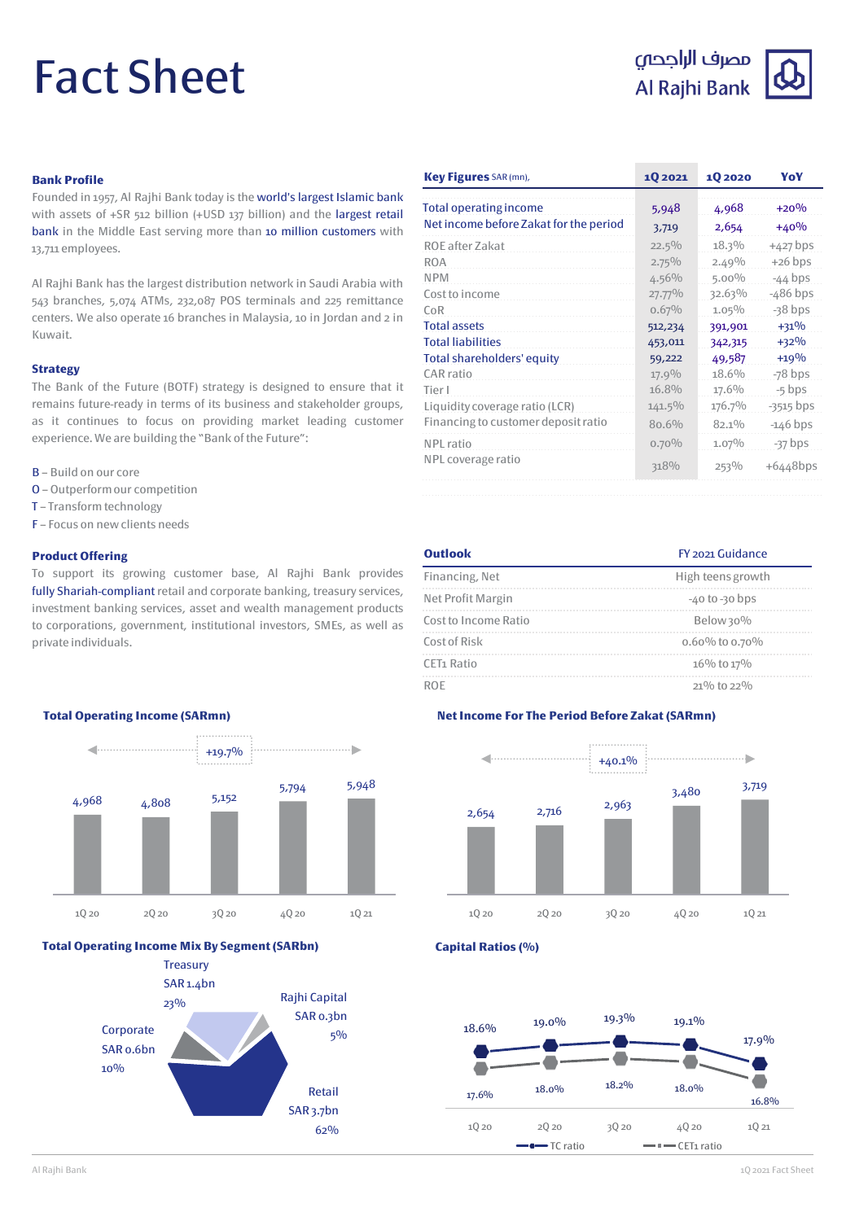# Fact Sheet

مصرف الراجحي
Al Rajhi Bank

## Bank Profile

Founded in 1957, Al Rajhi Bank today is the world's largest Islamic bank with assets of +SR 512 billion (+USD 137 billion) and the largest retail bank in the Middle East serving more than 10 million customers with 13,711 employees.

Al Rajhi Bank has the largest distribution network in Saudi Arabia with 543 branches, 5,074 ATMs, 232,087 POS terminals and 225 remittance centers. We also operate 16 branches in Malaysia, 10 in Jordan and 2 in Kuwait.

## Strategy

The Bank of the Future (BOTF) strategy is designed to ensure that it remains future-ready in terms of its business and stakeholder groups, as it continues to focus on providing market leading customer experience. We are building the "Bank of the Future":

- B – Build on our core
- O – Outperform our competition
- T – Transform technology
- F – Focus on new clients needs

## Product Offering

To support its growing customer base, Al Rajhi Bank provides fully Shariah-compliant retail and corporate banking, treasury services, investment banking services, asset and wealth management products to corporations, government, institutional investors, SMEs, as well as private individuals.

## Key Figures SAR (mn),

| Key Figures SAR (mn), | 1Q 2021 | 1Q 2020 | YoY |
|---|---|---|---|
| Total operating income | 5,948 | 4,968 | +20% |
| Net income before Zakat for the period | 3,719 | 2,654 | +40% |
| ROE after Zakat | 22.5% | 18.3% | +427 bps |
| ROA | 2.75% | 2.49% | +26 bps |
| NPM | 4.56% | 5.00% | -44 bps |
| Cost to income | 27.77% | 32.63% | -486 bps |
| CoR | 0.67% | 1.05% | -38 bps |
| Total assets | 512,234 | 391,901 | +31% |
| Total liabilities | 453,011 | 342,315 | +32% |
| Total shareholders' equity | 59,222 | 49,587 | +19% |
| CAR ratio | 17.9% | 18.6% | -78 bps |
| Tier I | 16.8% | 17.6% | -5 bps |
| Liquidity coverage ratio (LCR) | 141.5% | 176.7% | -3515 bps |
| Financing to customer deposit ratio | 80.6% | 82.1% | -146 bps |
| NPL ratio | 0.70% | 1.07% | -37 bps |
| NPL coverage ratio | 318% | 253% | +6448bps |

## Outlook

| Outlook | FY 2021 Guidance |
|---|---|
| Financing, Net | High teens growth |
| Net Profit Margin | -40 to -30 bps |
| Cost to Income Ratio | Below 30% |
| Cost of Risk | 0.60% to 0.70% |
| CET1 Ratio | 16% to 17% |
| ROE | 21% to 22% |

## Total Operating Income (SARmn)

+19.7%

| 1Q 20 | 2Q 20 | 3Q 20 | 4Q 20 | 1Q 21 |
|---|---|---|---|---|
| 4,968 | 4,808 | 5,152 | 5,794 | 5,948 |

## Net Income For The Period Before Zakat (SARmn)

+40.1%

| 1Q 20 | 2Q 20 | 3Q 20 | 4Q 20 | 1Q 21 |
|---|---|---|---|---|
| 2,654 | 2,716 | 2,963 | 3,480 | 3,719 |

## Total Operating Income Mix By Segment (SARbn)

- Treasury SAR 1.4bn 23%
- Rajhi Capital SAR 0.3bn 5%
- Corporate SAR 0.6bn 10%
- Retail SAR 3.7bn 62%

## Capital Ratios (%)

| | 1Q 20 | 2Q 20 | 3Q 20 | 4Q 20 | 1Q 21 |
|---|---|---|---|---|---|
| TC ratio | 18.6% | 19.0% | 19.3% | 19.1% | 17.9% |
| CET1 ratio | 17.6% | 18.0% | 18.2% | 18.0% | 16.8% |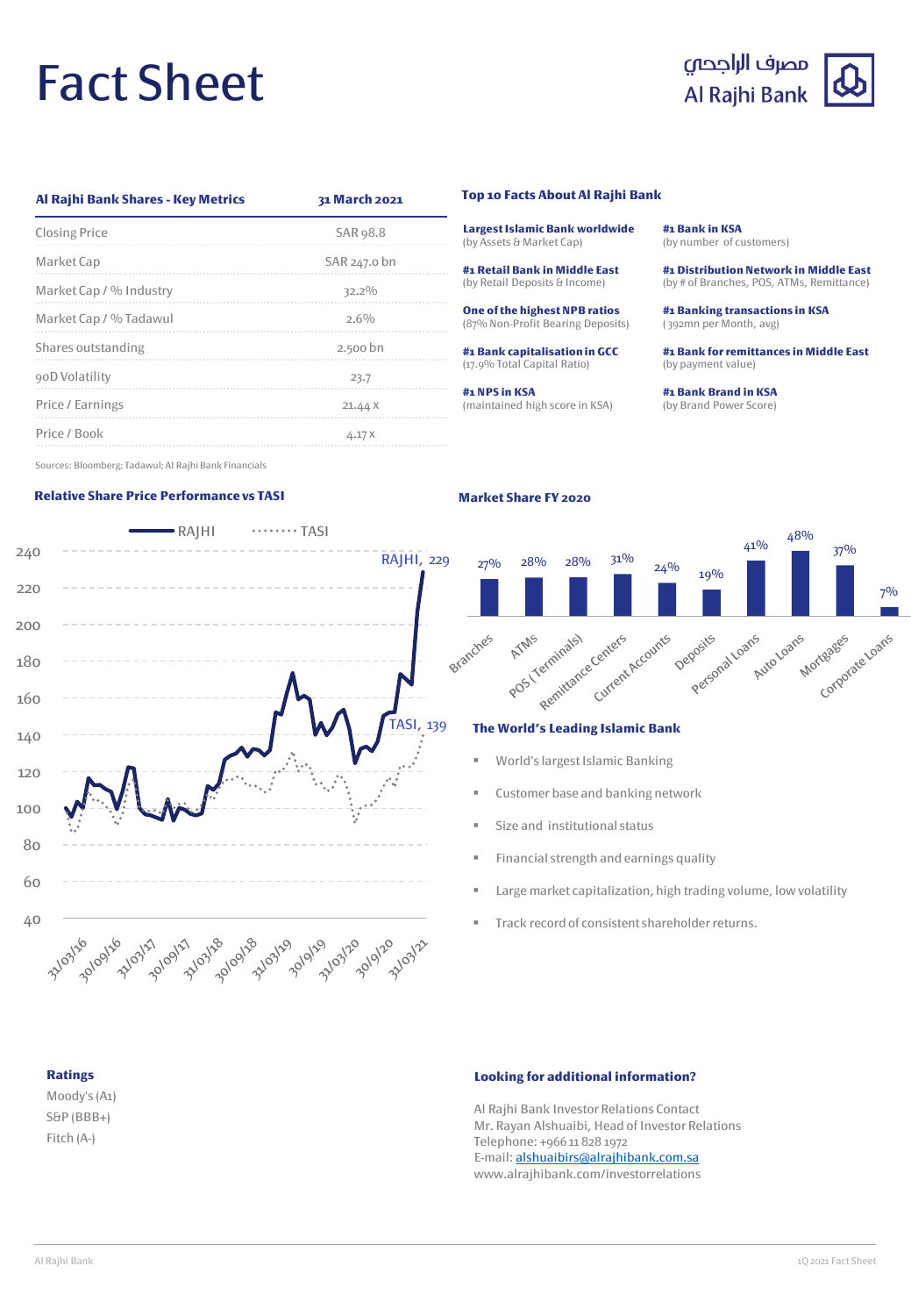# Fact Sheet

مصرف الراجحي
Al Rajhi Bank

| Al Rajhi Bank Shares - Key Metrics | 31 March 2021 |
|---|---|
| Closing Price | SAR 98.8 |
| Market Cap | SAR 247.0 bn |
| Market Cap / % Industry | 32.2% |
| Market Cap / % Tadawul | 2.6% |
| Shares outstanding | 2.500 bn |
| 90D Volatility | 23.7 |
| Price / Earnings | 21.44 x |
| Price / Book | 4.17 x |

Sources: Bloomberg; Tadawul; Al Rajhi Bank Financials

## Top 10 Facts About Al Rajhi Bank

**Largest Islamic Bank worldwide**
(by Assets & Market Cap)

**#1 Bank in KSA**
(by number of customers)

**#1 Retail Bank in Middle East**
(by Retail Deposits & Income)

**#1 Distribution Network in Middle East**
(by # of Branches, POS, ATMs, Remittance)

**One of the highest NPB ratios**
(87% Non-Profit Bearing Deposits)

**#1 Banking transactions in KSA**
(392mn per Month, avg)

**#1 Bank capitalisation in GCC**
(17.9% Total Capital Ratio)

**#1 Bank for remittances in Middle East**
(by payment value)

**#1 NPS in KSA**
(maintained high score in KSA)

**#1 Bank Brand in KSA**
(by Brand Power Score)

## Relative Share Price Performance vs TASI

RAJHI
TASI
RAJHI, 229
TASI, 139
240
220
200
180
160
140
120
100
80
60
40
31/03/16
30/09/16
31/03/17
30/09/17
31/03/18
30/09/18
31/03/19
30/9/19
31/03/20
30/9/20
31/03/21

## Market Share FY 2020

Branches 27%
ATMs 28%
POS (Terminals) 28%
Remittance Centers 31%
Current Accounts 24%
Deposits 19%
Personal Loans 41%
Auto Loans 48%
Mortgages 37%
Corporate Loans 7%

## The World's Leading Islamic Bank

- World's largest Islamic Banking
- Customer base and banking network
- Size and institutional status
- Financial strength and earnings quality
- Large market capitalization, high trading volume, low volatility
- Track record of consistent shareholder returns.

## Ratings

Moody's (A1)
S&P (BBB+)
Fitch (A-)

## Looking for additional information?

Al Rajhi Bank Investor Relations Contact
Mr. Rayan Alshuaibi, Head of Investor Relations
Telephone: +966 11 828 1972
E-mail: alshuaibirs@alrajhibank.com.sa
www.alrajhibank.com/investorrelations